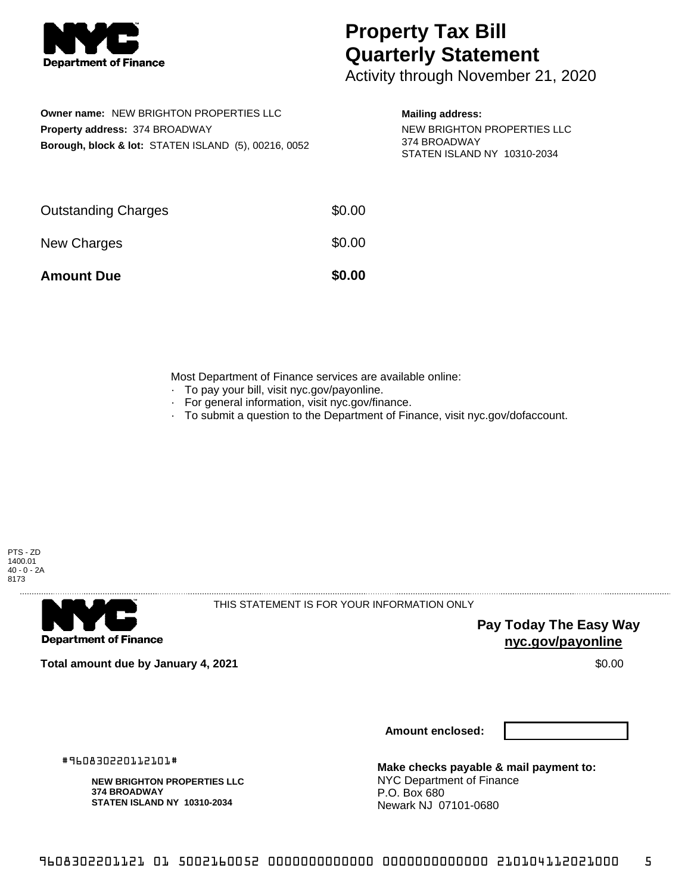**Department of Finance**

# Property Tax Bill Quarterly Statement

Activity through November 21, 2020

**Owner name:** NEW BRIGHTON PROPERTIES LLC
**Property address:** 374 BROADWAY
**Borough, block & lot:** STATEN ISLAND (5), 00216, 0052

**Mailing address:**
NEW BRIGHTON PROPERTIES LLC
374 BROADWAY
STATEN ISLAND NY 10310-2034

| | |
|---|---|
| Outstanding Charges | $0.00 |
| New Charges | $0.00 |
| **Amount Due** | **$0.00** |

Most Department of Finance services are available online:
- To pay your bill, visit nyc.gov/payonline.
- For general information, visit nyc.gov/finance.
- To submit a question to the Department of Finance, visit nyc.gov/dofaccount.

PTS - ZD
1400.01
40 - 0 - 2A
8173

**Department of Finance**

THIS STATEMENT IS FOR YOUR INFORMATION ONLY

**Pay Today The Easy Way**
**nyc.gov/payonline**

**Total amount due by January 4, 2021** $0.00

**Amount enclosed:**

#960830220112101#

**NEW BRIGHTON PROPERTIES LLC**
**374 BROADWAY**
**STATEN ISLAND NY 10310-2034**

**Make checks payable & mail payment to:**
NYC Department of Finance
P.O. Box 680
Newark NJ 07101-0680

9608302201121 01 5002160052 0000000000000 0000000000000 210104112021000 5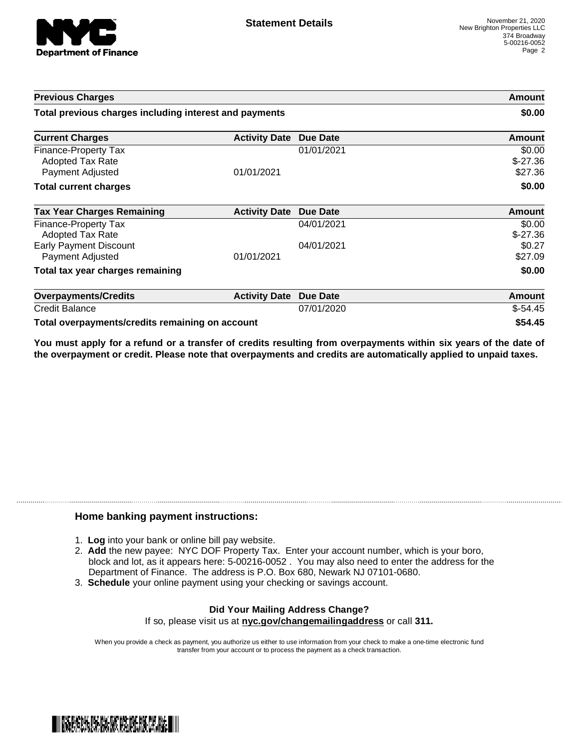# Statement Details

November 21, 2020
New Brighton Properties LLC
374 Broadway
5-00216-0052

| Previous Charges | | | Amount |
|---|---|---|---|
| **Total previous charges including interest and payments** | | | **$0.00** |

| Current Charges | Activity Date | Due Date | Amount |
|---|---|---|---|
| Finance-Property Tax | | 01/01/2021 | $0.00 |
| Adopted Tax Rate | | | $-27.36 |
| Payment Adjusted | 01/01/2021 | | $27.36 |
| **Total current charges** | | | **$0.00** |

| Tax Year Charges Remaining | Activity Date | Due Date | Amount |
|---|---|---|---|
| Finance-Property Tax | | 04/01/2021 | $0.00 |
| Adopted Tax Rate | | | $-27.36 |
| Early Payment Discount | | 04/01/2021 | $0.27 |
| Payment Adjusted | 01/01/2021 | | $27.09 |
| **Total tax year charges remaining** | | | **$0.00** |

| Overpayments/Credits | Activity Date | Due Date | Amount |
|---|---|---|---|
| Credit Balance | | 07/01/2020 | $-54.45 |
| **Total overpayments/credits remaining on account** | | | **$54.45** |

**You must apply for a refund or a transfer of credits resulting from overpayments within six years of the date of the overpayment or credit. Please note that overpayments and credits are automatically applied to unpaid taxes.**

### Home banking payment instructions:

1. **Log** into your bank or online bill pay website.
2. **Add** the new payee: NYC DOF Property Tax. Enter your account number, which is your boro, block and lot, as it appears here: 5-00216-0052 . You may also need to enter the address for the Department of Finance. The address is P.O. Box 680, Newark NJ 07101-0680.
3. **Schedule** your online payment using your checking or savings account.

**Did Your Mailing Address Change?**
If so, please visit us at **nyc.gov/changemailingaddress** or call **311.**

When you provide a check as payment, you authorize us either to use information from your check to make a one-time electronic fund transfer from your account or to process the payment as a check transaction.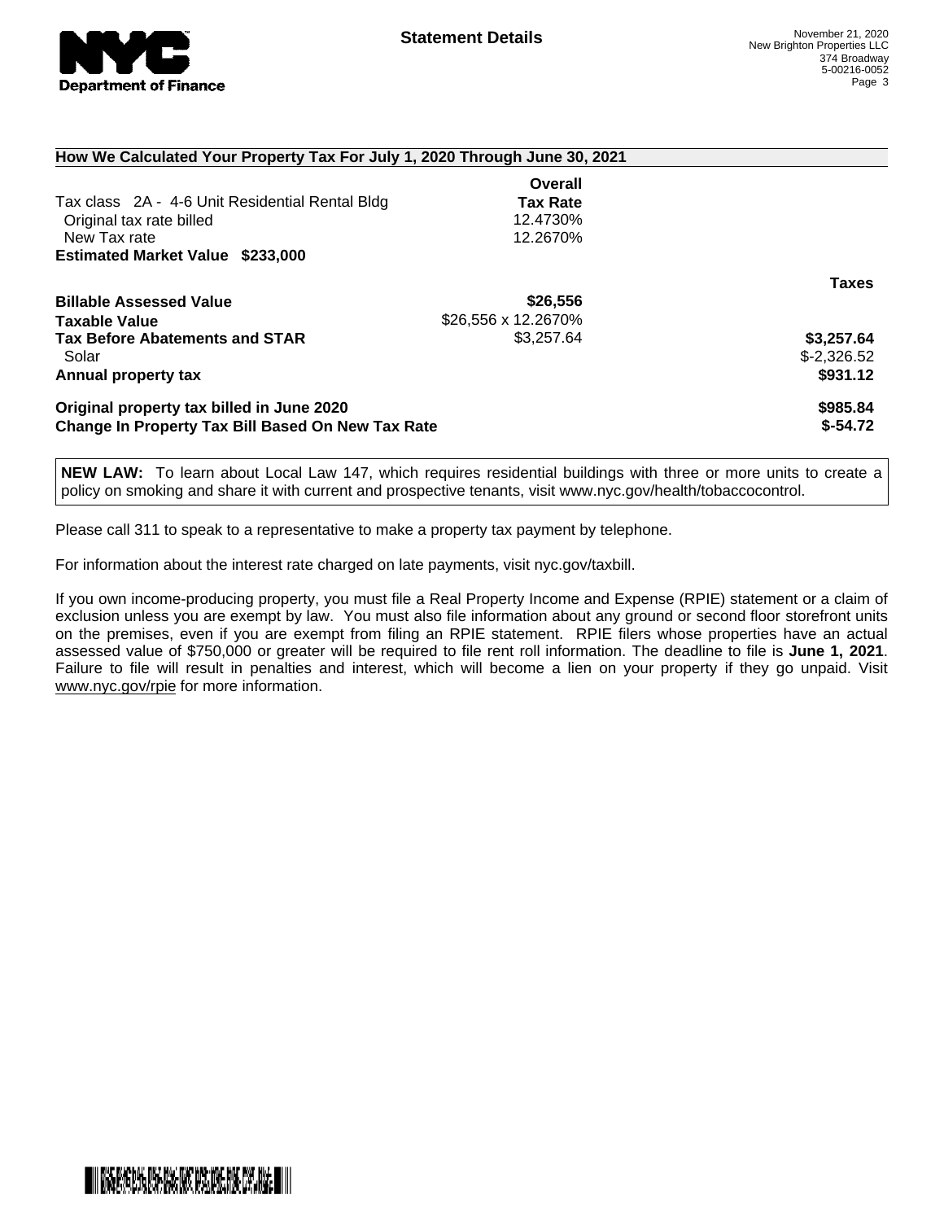**Statement Details**

November 21, 2020
New Brighton Properties LLC
374 Broadway
5-00216-0052

## How We Calculated Your Property Tax For July 1, 2020 Through June 30, 2021

| | Overall Tax Rate | |
|---|---|---|
| Tax class 2A - 4-6 Unit Residential Rental Bldg | | |
| Original tax rate billed | 12.4730% | |
| New Tax rate | 12.2670% | |
| **Estimated Market Value $233,000** | | |
| | | **Taxes** |
| **Billable Assessed Value** | **$26,556** | |
| **Taxable Value** | $26,556 x 12.2670% | |
| **Tax Before Abatements and STAR** | $3,257.64 | **$3,257.64** |
| Solar | | $-2,326.52 |
| **Annual property tax** | | **$931.12** |
| **Original property tax billed in June 2020** | | **$985.84** |
| **Change In Property Tax Bill Based On New Tax Rate** | | **$-54.72** |

**NEW LAW:** To learn about Local Law 147, which requires residential buildings with three or more units to create a policy on smoking and share it with current and prospective tenants, visit www.nyc.gov/health/tobaccocontrol.

Please call 311 to speak to a representative to make a property tax payment by telephone.

For information about the interest rate charged on late payments, visit nyc.gov/taxbill.

If you own income-producing property, you must file a Real Property Income and Expense (RPIE) statement or a claim of exclusion unless you are exempt by law. You must also file information about any ground or second floor storefront units on the premises, even if you are exempt from filing an RPIE statement. RPIE filers whose properties have an actual assessed value of $750,000 or greater will be required to file rent roll information. The deadline to file is **June 1, 2021**. Failure to file will result in penalties and interest, which will become a lien on your property if they go unpaid. Visit www.nyc.gov/rpie for more information.